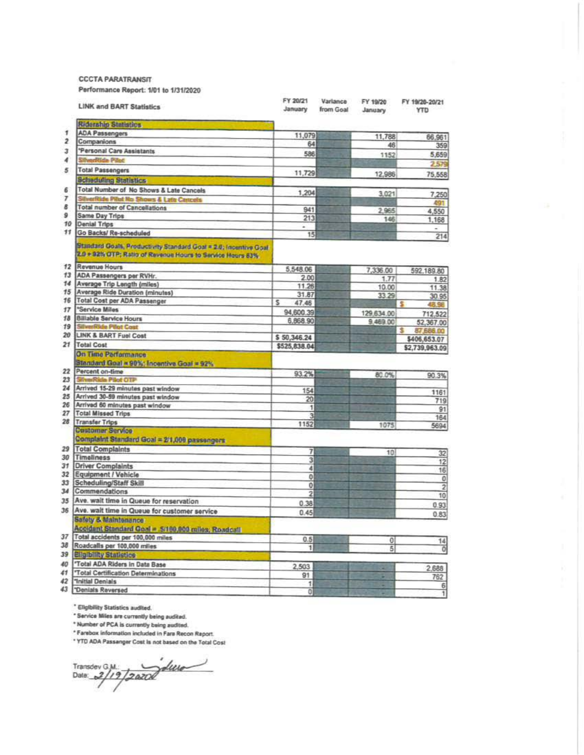CCCTA PARATRANSIT

Performance Report: 1/01 to 1/31/2020

| # | LINK and BART Statistics | FY 20/21 January | Variance from Goal | FY 19/20 January | FY 19/20-20/21 YTD |
|---|---|---|---|---|---|
| | **Ridership Statistics** | | | | |
| 1 | ADA Passengers | 11,079 | | 11,788 | 66,961 |
| 2 | Companions | 64 | | 46 | 359 |
| 3 | *Personal Care Assistants | 586 | | 1152 | 5,659 |
| 4 | SilverRide Pilot | | | | 2,579 |
| 5 | Total Passengers | 11,729 | | 12,986 | 75,558 |
| | **Scheduling Statistics** | | | | |
| 6 | Total Number of No Shows & Late Cancels | 1,204 | | 3,021 | 7,250 |
| 7 | SilverRide Pilot No Shows & Late Cancels | | | | 491 |
| 8 | Total number of Cancellations | 941 | | 2,965 | 4,550 |
| 9 | Same Day Trips | 213 | | 146 | 1,168 |
| 10 | Denial Trips | - | | | - |
| 11 | Go Backs/ Re-scheduled | 15 | | | 214 |
| | **Standard Goals, Productivity Standard Goal = 2.0; Incentive Goal 2.0 + 92% OTP; Ratio of Revenue Hours to Service Hours 83%** | | | | |
| 12 | Revenue Hours | 5,548.06 | | 7,336.00 | 592,189.80 |
| 13 | ADA Passengers per RVHr. | 2.00 | | 1.77 | 1.82 |
| 14 | Average Trip Length (miles) | 11.26 | | 10.00 | 11.38 |
| 15 | Average Ride Duration (minutes) | 31.87 | | 33.29 | 30.95 |
| 16 | Total Cost per ADA Passenger | $ 47.46 | | | $ 48.96 |
| 17 | *Service Miles | 94,600.39 | | 129,634.00 | 712,522 |
| 18 | Billable Service Hours | 6,868.90 | | 9,469.00 | 52,367.00 |
| 19 | SilverRide Pilot Cost | | | | $ 87,686.00 |
| 20 | LINK & BART Fuel Cost | $ 50,346.24 | | | $406,653.07 |
| 21 | Total Cost | $525,838.04 | | | $2,739,963.09 |
| | **On Time Performance Standard Goal = 90%; Incentive Goal = 92%** | | | | |
| 22 | Percent on-time | 93.2% | | 80.0% | 90.3% |
| 23 | SilverRide Pilot OTP | | | | |
| 24 | Arrived 15-29 minutes past window | 154 | | | 1161 |
| 25 | Arrived 30-59 minutes past window | 20 | | | 719 |
| 26 | Arrived 60 minutes past window | 1 | | | 91 |
| 27 | Total Missed Trips | 3 | | | 164 |
| 28 | Transfer Trips | 1152 | | 1075 | 5694 |
| | **Customer Service Complaint Standard Goal = 2/1,000 passengers** | | | | |
| 29 | Total Complaints | 7 | | 10 | 32 |
| 30 | Timeliness | 3 | | | 12 |
| 31 | Driver Complaints | 4 | | | 16 |
| 32 | Equipment / Vehicle | 0 | | | 0 |
| 33 | Scheduling/Staff Skill | 0 | | | 2 |
| 34 | Commendations | 2 | | | 10 |
| 35 | Ave. wait time in Queue for reservation | 0.38 | | | 0.93 |
| 36 | Ave. wait time in Queue for customer service | 0.45 | | | 0.83 |
| | **Safety & Maintenance Accident Standard Goal = .5/100,000 miles; Roadcall** | | | | |
| 37 | Total accidents per 100,000 miles | 0.5 | | 0 | 14 |
| 38 | Roadcalls per 100,000 miles | 1 | | 5 | 0 |
| 39 | **Eligibility Statistics** | | | | |
| 40 | *Total ADA Riders in Data Base | 2,503 | | - | 2,688 |
| 41 | *Total Certification Determinations | 91 | | - | 762 |
| 42 | *Initial Denials | 1 | | - | 6 |
| 43 | *Denials Reversed | 0 | | - | 1 |

\* Eligibility Statistics audited.

\* Service Miles are currently being audited.

\* Number of PCA is currently being audited.

\* Farebox information included in Fare Recon Report.

\* YTD ADA Passenger Cost is not based on the Total Cost

Transdev G.M.: [signature]

Date: 2/19/2020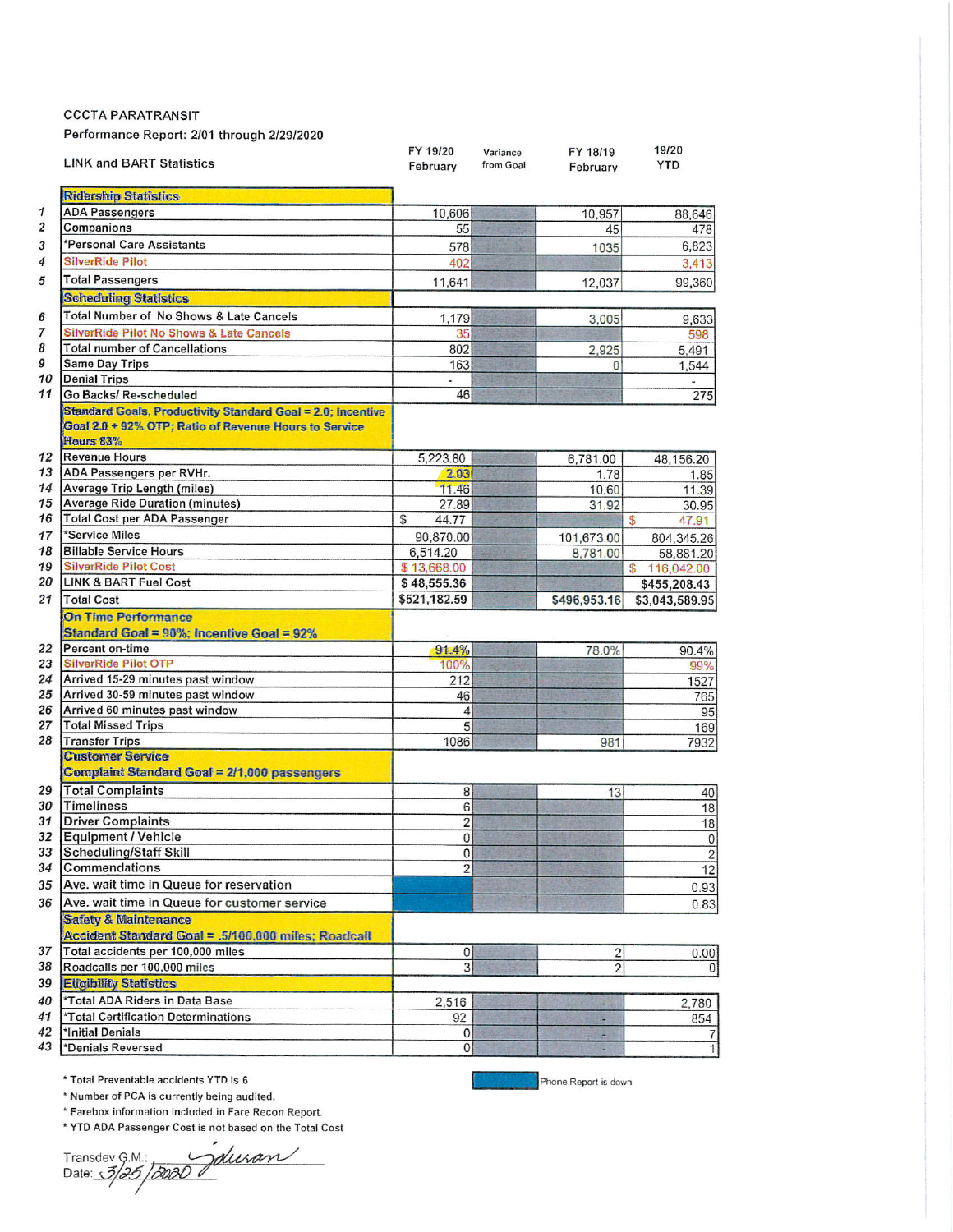CCCTA PARATRANSIT

Performance Report: 2/01 through 2/29/2020

| # | LINK and BART Statistics | FY 19/20 February | Variance from Goal | FY 18/19 February | 19/20 YTD |
|---|---|---|---|---|---|
| | **Ridership Statistics** | | | | |
| 1 | ADA Passengers | 10,606 | | 10,957 | 88,646 |
| 2 | Companions | 55 | | 45 | 478 |
| 3 | *Personal Care Assistants | 578 | | 1035 | 6,823 |
| 4 | SilverRide Pilot | 402 | | | 3,413 |
| 5 | Total Passengers | 11,641 | | 12,037 | 99,360 |
| | **Scheduling Statistics** | | | | |
| 6 | Total Number of No Shows & Late Cancels | 1,179 | | 3,005 | 9,633 |
| 7 | SilverRide Pilot No Shows & Late Cancels | 35 | | | 598 |
| 8 | Total number of Cancellations | 802 | | 2,925 | 5,491 |
| 9 | Same Day Trips | 163 | | 0 | 1,544 |
| 10 | Denial Trips | - | | | - |
| 11 | Go Backs/ Re-scheduled | 46 | | | 275 |
| | **Standard Goals, Productivity Standard Goal = 2.0; Incentive Goal 2.0 + 92% OTP; Ratio of Revenue Hours to Service Hours 83%** | | | | |
| 12 | Revenue Hours | 5,223.80 | | 6,781.00 | 48,156.20 |
| 13 | ADA Passengers per RVHr. | 2.03 | | 1.78 | 1.85 |
| 14 | Average Trip Length (miles) | 11.46 | | 10.60 | 11.39 |
| 15 | Average Ride Duration (minutes) | 27.89 | | 31.92 | 30.95 |
| 16 | Total Cost per ADA Passenger | $ 44.77 | | | $ 47.91 |
| 17 | *Service Miles | 90,870.00 | | 101,673.00 | 804,345.26 |
| 18 | Billable Service Hours | 6,514.20 | | 8,781.00 | 58,881.20 |
| 19 | SilverRide Pilot Cost | $ 13,668.00 | | | $ 116,042.00 |
| 20 | LINK & BART Fuel Cost | $ 48,555.36 | | | $455,208.43 |
| 21 | Total Cost | $521,182.59 | | $496,953.16 | $3,043,589.95 |
| | **On Time Performance Standard Goal = 90%; Incentive Goal = 92%** | | | | |
| 22 | Percent on-time | 91.4% | | 78.0% | 90.4% |
| 23 | SilverRide Pilot OTP | 100% | | | 99% |
| 24 | Arrived 15-29 minutes past window | 212 | | | 1527 |
| 25 | Arrived 30-59 minutes past window | 46 | | | 765 |
| 26 | Arrived 60 minutes past window | 4 | | | 95 |
| 27 | Total Missed Trips | 5 | | | 169 |
| 28 | Transfer Trips | 1086 | | 981 | 7932 |
| | **Customer Service Complaint Standard Goal = 2/1,000 passengers** | | | | |
| 29 | Total Complaints | 8 | | 13 | 40 |
| 30 | Timeliness | 6 | | | 18 |
| 31 | Driver Complaints | 2 | | | 18 |
| 32 | Equipment / Vehicle | 0 | | | 0 |
| 33 | Scheduling/Staff Skill | 0 | | | 2 |
| 34 | Commendations | 2 | | | 12 |
| 35 | Ave. wait time in Queue for reservation | | | | 0.93 |
| 36 | Ave. wait time in Queue for customer service | | | | 0.83 |
| | **Safety & Maintenance Accident Standard Goal = .5/100,000 miles; Roadcall** | | | | |
| 37 | Total accidents per 100,000 miles | 0 | | 2 | 0.00 |
| 38 | Roadcalls per 100,000 miles | 3 | | 2 | 0 |
| | **Eligibility Statistics** | | | | |
| 40 | *Total ADA Riders in Data Base | 2,516 | | - | 2,780 |
| 41 | *Total Certification Determinations | 92 | | - | 854 |
| 42 | *Initial Denials | 0 | | - | 7 |
| 43 | *Denials Reversed | 0 | | - | 1 |

* Total Preventable accidents YTD is 6
* Number of PCA is currently being audited.
* Farebox information included in Fare Recon Report.
* YTD ADA Passenger Cost is not based on the Total Cost

Phone Report is down

Transdev G.M.: *(signature)*
Date: 3/25/2020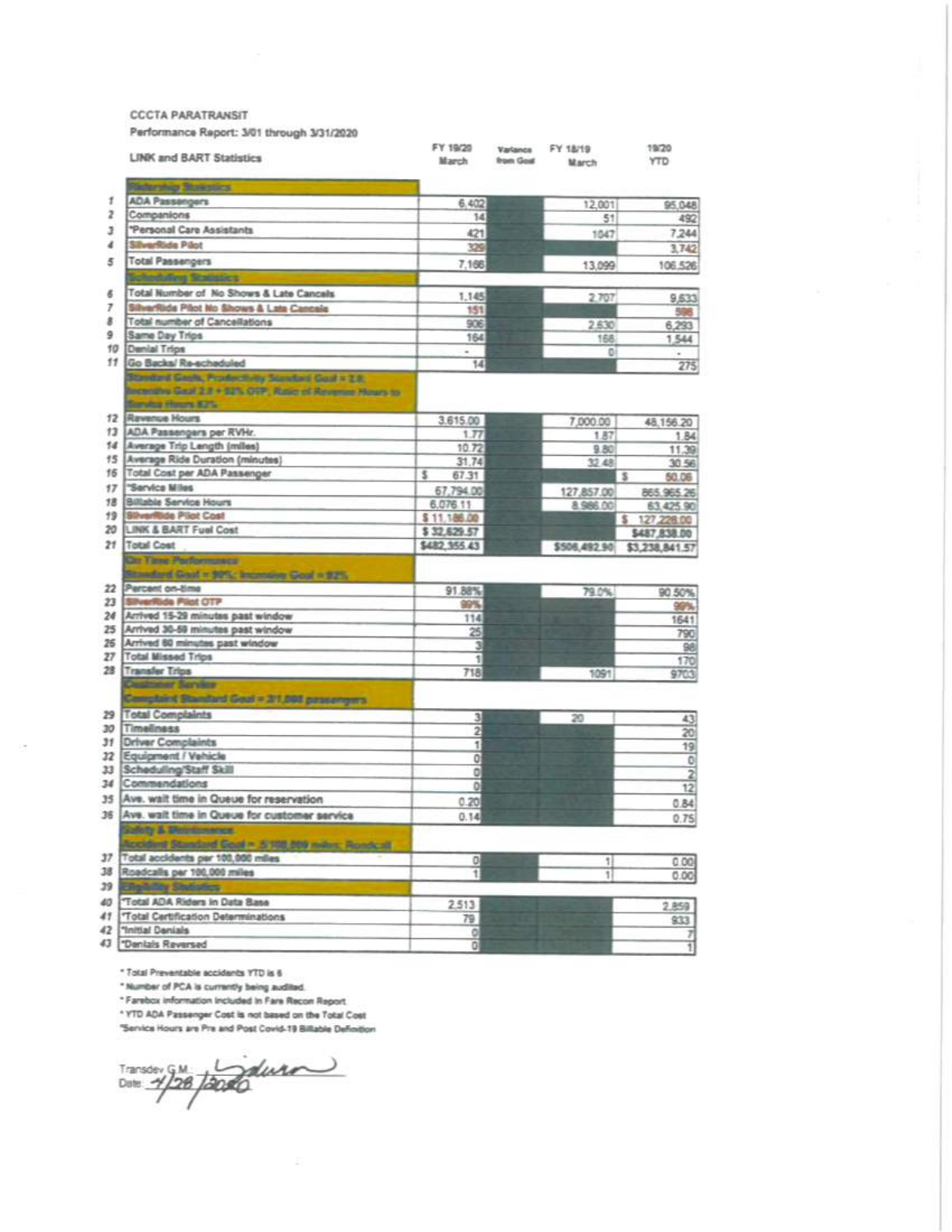CCCTA PARATRANSIT

Performance Report: 3/01 through 3/31/2020

| # | LINK and BART Statistics | FY 19/20 March | Variance from Goal | FY 18/19 March | 19/20 YTD |
|---|---|---|---|---|---|
| | **Ridership Statistics** | | | | |
| 1 | ADA Passengers | 6,402 | | 12,001 | 95,048 |
| 2 | Companions | 14 | | 51 | 492 |
| 3 | *Personal Care Assistants | 421 | | 1047 | 7,244 |
| 4 | SilverRide Pilot | 329 | | | 3,742 |
| 5 | Total Passengers | 7,166 | | 13,099 | 106,526 |
| | **Scheduling Statistics** | | | | |
| 6 | Total Number of No Shows & Late Cancels | 1,145 | | 2,707 | 9,633 |
| 7 | SilverRide Pilot No Shows & Late Cancels | 151 | | | 598 |
| 8 | Total number of Cancellations | 906 | | 2,630 | 6,293 |
| 9 | Same Day Trips | 164 | | 166 | 1,544 |
| 10 | Denial Trips | - | | 0 | - |
| 11 | Go Backs/ Re-scheduled | 14 | | | 275 |
| | **Standard Goals, Productivity Standard Goal = 2.0; Incentive Goal 2.0 + 92% OTP, Ratio of Revenue Hours to Service Hours 83%** | | | | |
| 12 | Revenue Hours | 3,615.00 | | 7,000.00 | 48,156.20 |
| 13 | ADA Passengers per RVHr. | 1.77 | | 1.87 | 1.84 |
| 14 | Average Trip Length (miles) | 10.72 | | 9.80 | 11.39 |
| 15 | Average Ride Duration (minutes) | 31.74 | | 32.48 | 30.56 |
| 16 | Total Cost per ADA Passenger | $ 67.31 | | | $ 50.06 |
| 17 | *Service Miles | 67,794.00 | | 127,857.00 | 865,965.26 |
| 18 | Billable Service Hours | 6,076.11 | | 8,986.00 | 63,425.90 |
| 19 | SilverRide Pilot Cost | $ 11,186.00 | | | $ 127,228.00 |
| 20 | LINK & BART Fuel Cost | $ 32,629.57 | | | $487,838.00 |
| 21 | Total Cost | $482,355.43 | | $506,492.90 | $3,238,841.57 |
| | **On Time Performance Standard Goal = 90%; Incentive Goal = 92%** | | | | |
| 22 | Percent on-time | 91.88% | | 79.0% | 90.50% |
| 23 | SilverRide Pilot OTP | 99% | | | 99% |
| 24 | Arrived 15-29 minutes past window | 114 | | | 1641 |
| 25 | Arrived 30-59 minutes past window | 25 | | | 790 |
| 26 | Arrived 60 minutes past window | 3 | | | 98 |
| 27 | Total Missed Trips | 1 | | | 170 |
| 28 | Transfer Trips | 718 | | 1091 | 9703 |
| | **Customer Service Complaint Standard Goal = 3/1,000 passengers** | | | | |
| 29 | Total Complaints | 3 | | 20 | 43 |
| 30 | Timeliness | 2 | | | 20 |
| 31 | Driver Complaints | 1 | | | 19 |
| 32 | Equipment / Vehicle | 0 | | | 0 |
| 33 | Scheduling/Staff Skill | 0 | | | 2 |
| 34 | Commendations | 0 | | | 12 |
| 35 | Ave. wait time in Queue for reservation | 0.20 | | | 0.84 |
| 36 | Ave. wait time in Queue for customer service | 0.14 | | | 0.75 |
| | **Safety & Maintenance Accident Standard Goal = .5/100,000 miles; Roadcall** | | | | |
| 37 | Total accidents per 100,000 miles | 0 | | 1 | 0.00 |
| 38 | Roadcalls per 100,000 miles | 1 | | 1 | 0.00 |
| 39 | **Eligibility Statistics** | | | | |
| 40 | *Total ADA Riders in Data Base | 2,513 | | | 2,859 |
| 41 | *Total Certification Determinations | 79 | | | 933 |
| 42 | *Initial Denials | 0 | | | 7 |
| 43 | *Denials Reversed | 0 | | | 1 |

* Total Preventable accidents YTD is 6
* Number of PCA is currently being audited.
* Farebox information included in Fare Recon Report
* YTD ADA Passenger Cost is not based on the Total Cost
*Service Hours are Pre and Post Covid-19 Billable Definition

Transdev G.M.: 
Date: 4/28/2020